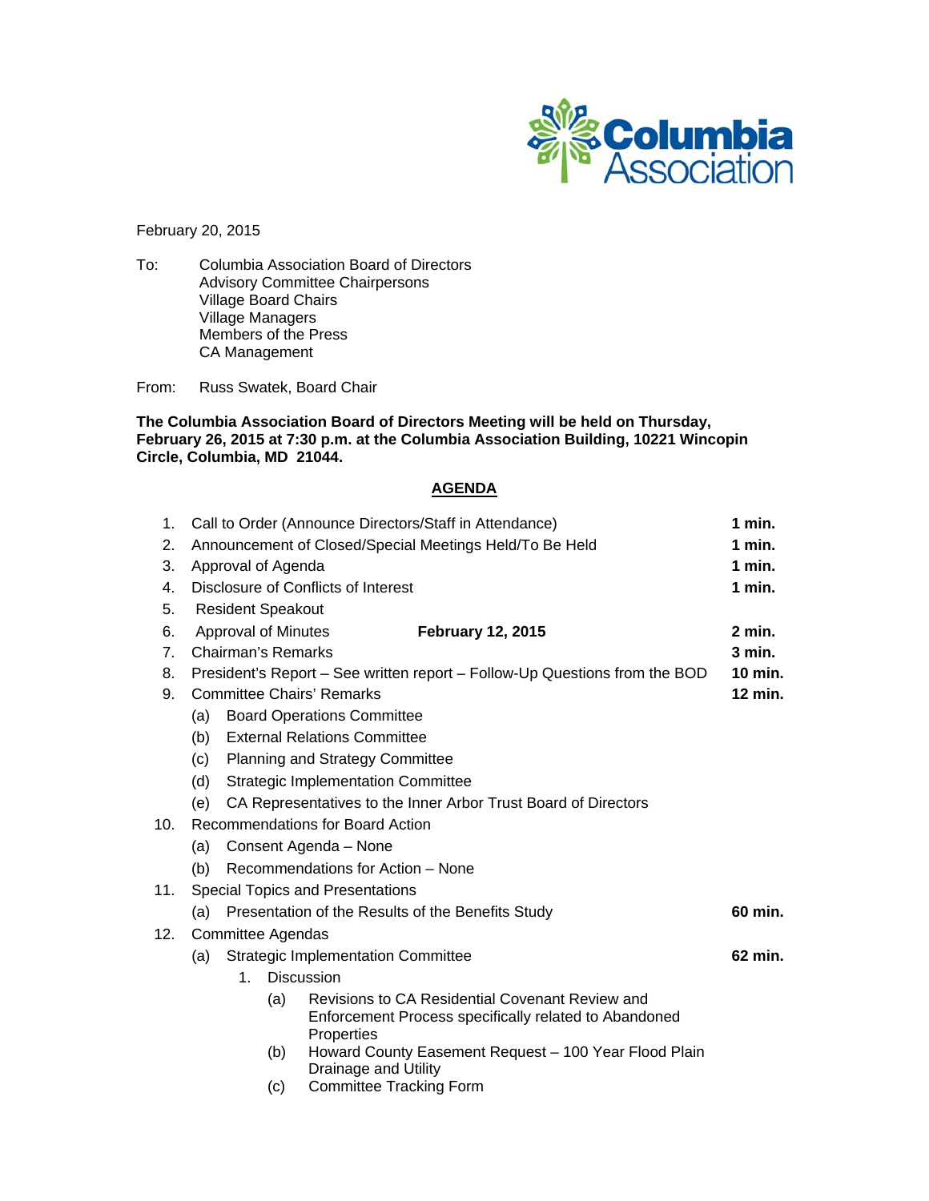Columbia Association

February 20, 2015

To: Columbia Association Board of Directors
Advisory Committee Chairpersons
Village Board Chairs
Village Managers
Members of the Press
CA Management

From: Russ Swatek, Board Chair

**The Columbia Association Board of Directors Meeting will be held on Thursday, February 26, 2015 at 7:30 p.m. at the Columbia Association Building, 10221 Wincopin Circle, Columbia, MD 21044.**

## AGENDA

| | | |
|---|---|---|
| 1. | Call to Order (Announce Directors/Staff in Attendance) | **1 min.** |
| 2. | Announcement of Closed/Special Meetings Held/To Be Held | **1 min.** |
| 3. | Approval of Agenda | **1 min.** |
| 4. | Disclosure of Conflicts of Interest | **1 min.** |
| 5. | Resident Speakout | |
| 6. | Approval of Minutes **February 12, 2015** | **2 min.** |
| 7. | Chairman's Remarks | **3 min.** |
| 8. | President's Report – See written report – Follow-Up Questions from the BOD | **10 min.** |
| 9. | Committee Chairs' Remarks | **12 min.** |
| | (a) Board Operations Committee | |
| | (b) External Relations Committee | |
| | (c) Planning and Strategy Committee | |
| | (d) Strategic Implementation Committee | |
| | (e) CA Representatives to the Inner Arbor Trust Board of Directors | |
| 10. | Recommendations for Board Action | |
| | (a) Consent Agenda – None | |
| | (b) Recommendations for Action – None | |
| 11. | Special Topics and Presentations | |
| | (a) Presentation of the Results of the Benefits Study | **60 min.** |
| 12. | Committee Agendas | |
| | (a) Strategic Implementation Committee | **62 min.** |
| | 1. Discussion | |
| | (a) Revisions to CA Residential Covenant Review and Enforcement Process specifically related to Abandoned Properties | |
| | (b) Howard County Easement Request – 100 Year Flood Plain Drainage and Utility | |
| | (c) Committee Tracking Form | |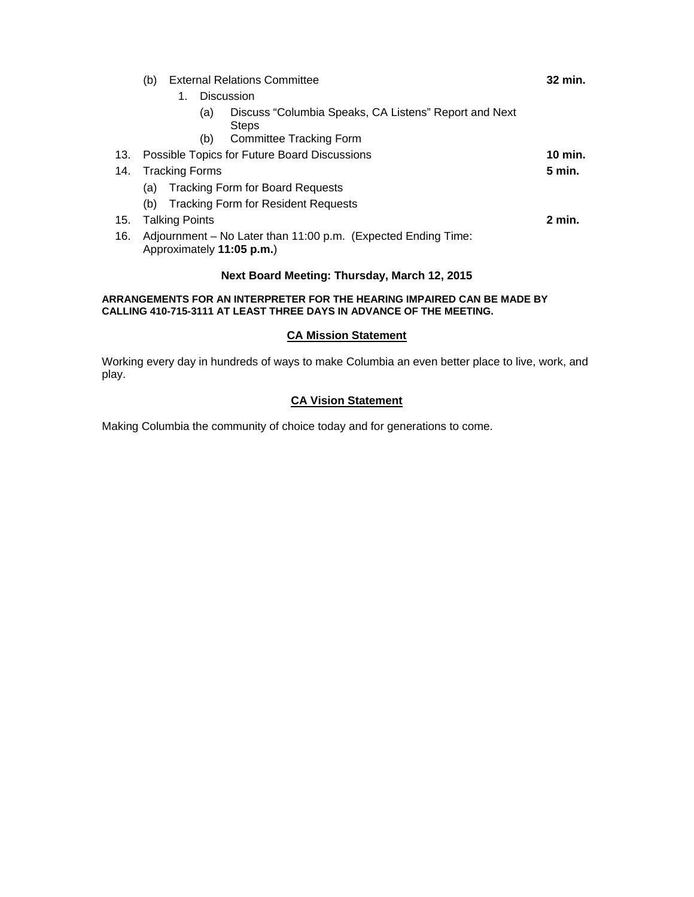(b) External Relations Committee **32 min.**

1. Discussion
   - (a) Discuss "Columbia Speaks, CA Listens" Report and Next Steps
   - (b) Committee Tracking Form

13. Possible Topics for Future Board Discussions **10 min.**

14. Tracking Forms **5 min.**
    - (a) Tracking Form for Board Requests
    - (b) Tracking Form for Resident Requests

15. Talking Points **2 min.**

16. Adjournment – No Later than 11:00 p.m. (Expected Ending Time: Approximately **11:05 p.m.**)

**Next Board Meeting: Thursday, March 12, 2015**

**ARRANGEMENTS FOR AN INTERPRETER FOR THE HEARING IMPAIRED CAN BE MADE BY CALLING 410-715-3111 AT LEAST THREE DAYS IN ADVANCE OF THE MEETING.**

## CA Mission Statement

Working every day in hundreds of ways to make Columbia an even better place to live, work, and play.

## CA Vision Statement

Making Columbia the community of choice today and for generations to come.